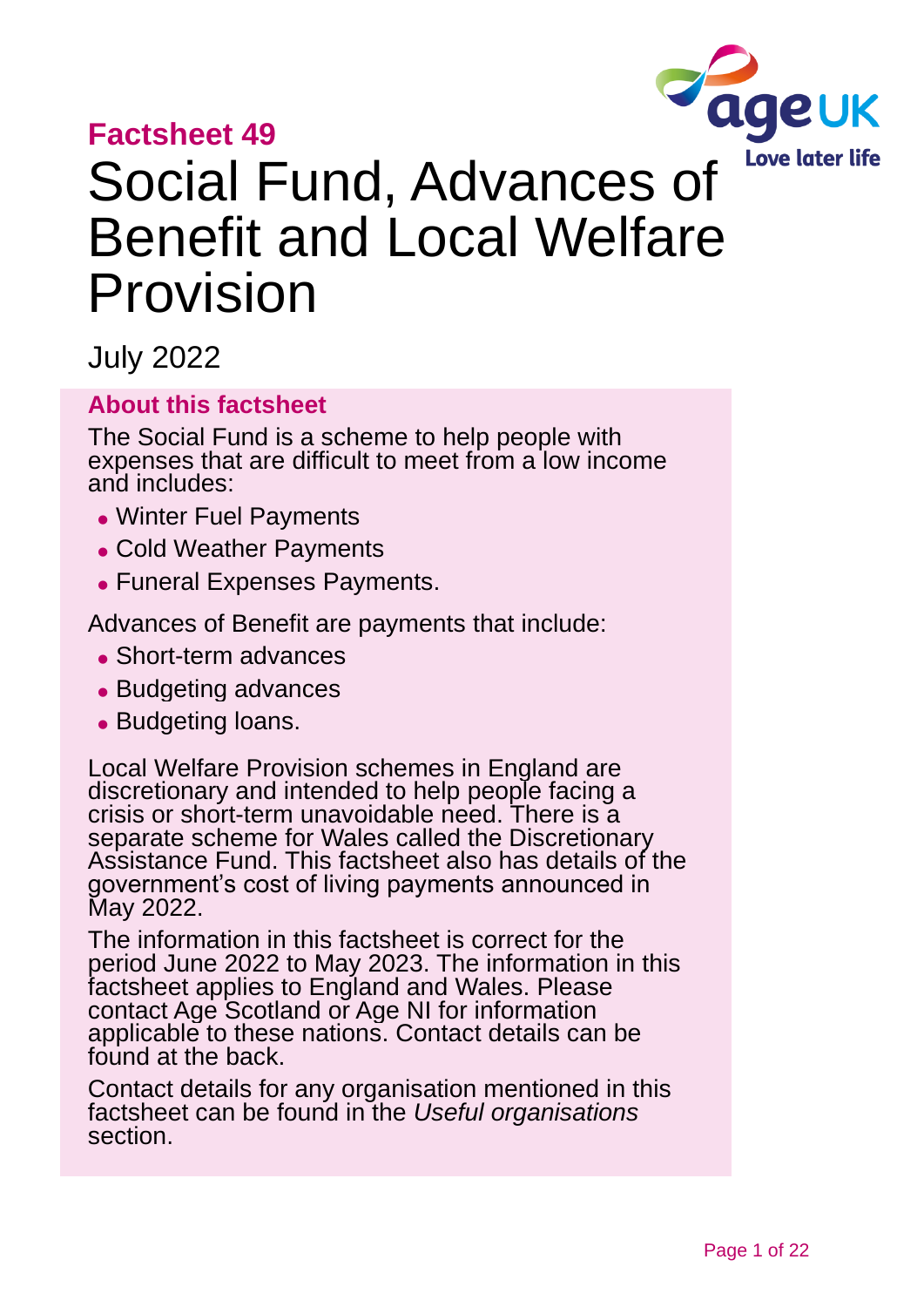**Factsheet 49**

# Social Fund, Advances of Benefit and Local Welfare Provision

July 2022

## About this factsheet

The Social Fund is a scheme to help people with expenses that are difficult to meet from a low income and includes:

- Winter Fuel Payments
- Cold Weather Payments
- Funeral Expenses Payments.

Advances of Benefit are payments that include:

- Short-term advances
- Budgeting advances
- Budgeting loans.

Local Welfare Provision schemes in England are discretionary and intended to help people facing a crisis or short-term unavoidable need. There is a separate scheme for Wales called the Discretionary Assistance Fund. This factsheet also has details of the government's cost of living payments announced in May 2022.

The information in this factsheet is correct for the period June 2022 to May 2023. The information in this factsheet applies to England and Wales. Please contact Age Scotland or Age NI for information applicable to these nations. Contact details can be found at the back.

Contact details for any organisation mentioned in this factsheet can be found in the *Useful organisations* section.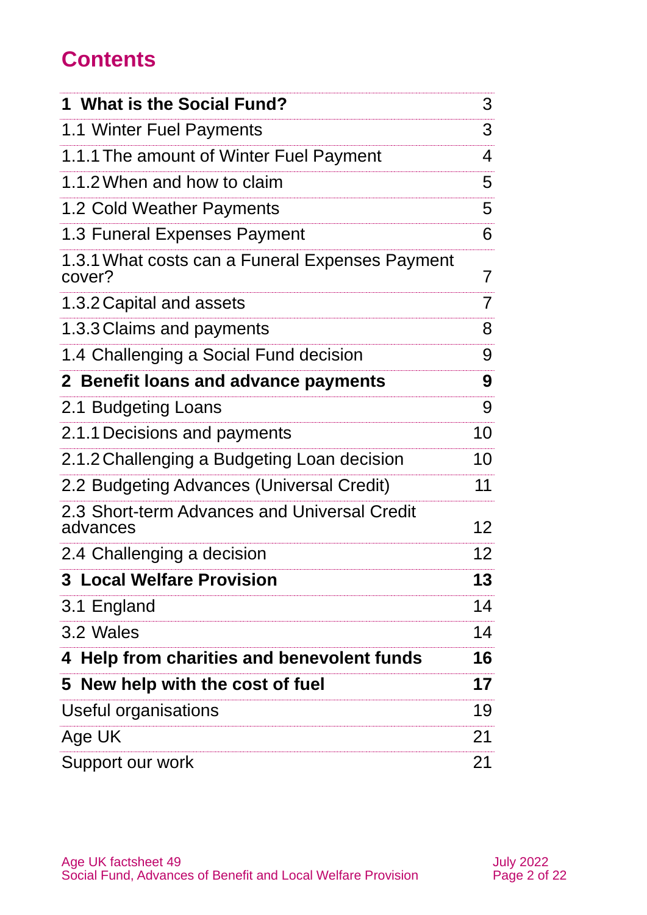# Contents

| | |
|---|---|
| **1 What is the Social Fund?** | 3 |
| 1.1 Winter Fuel Payments | 3 |
| 1.1.1 The amount of Winter Fuel Payment | 4 |
| 1.1.2 When and how to claim | 5 |
| 1.2 Cold Weather Payments | 5 |
| 1.3 Funeral Expenses Payment | 6 |
| 1.3.1 What costs can a Funeral Expenses Payment cover? | 7 |
| 1.3.2 Capital and assets | 7 |
| 1.3.3 Claims and payments | 8 |
| 1.4 Challenging a Social Fund decision | 9 |
| **2 Benefit loans and advance payments** | **9** |
| 2.1 Budgeting Loans | 9 |
| 2.1.1 Decisions and payments | 10 |
| 2.1.2 Challenging a Budgeting Loan decision | 10 |
| 2.2 Budgeting Advances (Universal Credit) | 11 |
| 2.3 Short-term Advances and Universal Credit advances | 12 |
| 2.4 Challenging a decision | 12 |
| **3 Local Welfare Provision** | **13** |
| 3.1 England | 14 |
| 3.2 Wales | 14 |
| **4 Help from charities and benevolent funds** | **16** |
| **5 New help with the cost of fuel** | **17** |
| Useful organisations | 19 |
| Age UK | 21 |
| Support our work | 21 |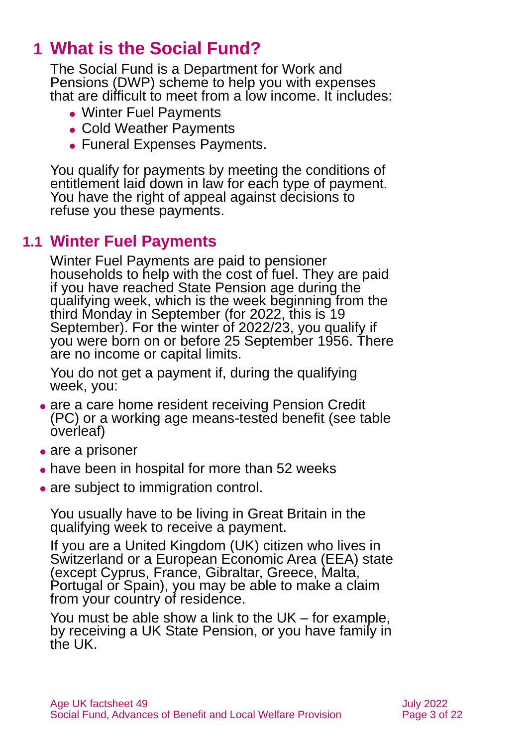# 1 What is the Social Fund?

The Social Fund is a Department for Work and Pensions (DWP) scheme to help you with expenses that are difficult to meet from a low income. It includes:

- Winter Fuel Payments
- Cold Weather Payments
- Funeral Expenses Payments.

You qualify for payments by meeting the conditions of entitlement laid down in law for each type of payment. You have the right of appeal against decisions to refuse you these payments.

## 1.1 Winter Fuel Payments

Winter Fuel Payments are paid to pensioner households to help with the cost of fuel. They are paid if you have reached State Pension age during the qualifying week, which is the week beginning from the third Monday in September (for 2022, this is 19 September). For the winter of 2022/23, you qualify if you were born on or before 25 September 1956. There are no income or capital limits.

You do not get a payment if, during the qualifying week, you:

- are a care home resident receiving Pension Credit (PC) or a working age means-tested benefit (see table overleaf)
- are a prisoner
- have been in hospital for more than 52 weeks
- are subject to immigration control.

You usually have to be living in Great Britain in the qualifying week to receive a payment.

If you are a United Kingdom (UK) citizen who lives in Switzerland or a European Economic Area (EEA) state (except Cyprus, France, Gibraltar, Greece, Malta, Portugal or Spain), you may be able to make a claim from your country of residence.

You must be able show a link to the UK – for example, by receiving a UK State Pension, or you have family in the UK.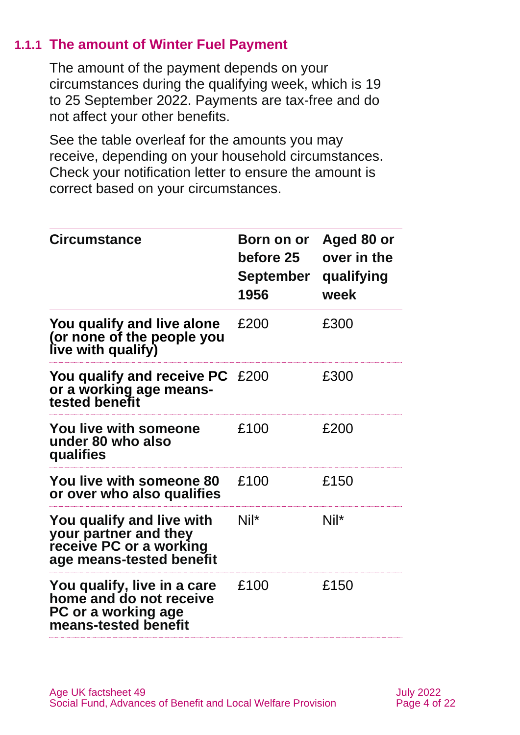### 1.1.1 The amount of Winter Fuel Payment

The amount of the payment depends on your circumstances during the qualifying week, which is 19 to 25 September 2022. Payments are tax-free and do not affect your other benefits.

See the table overleaf for the amounts you may receive, depending on your household circumstances. Check your notification letter to ensure the amount is correct based on your circumstances.

| Circumstance | Born on or before 25 September 1956 | Aged 80 or over in the qualifying week |
|---|---|---|
| **You qualify and live alone (or none of the people you live with qualify)** | £200 | £300 |
| **You qualify and receive PC or a working age means-tested benefit** | £200 | £300 |
| **You live with someone under 80 who also qualifies** | £100 | £200 |
| **You live with someone 80 or over who also qualifies** | £100 | £150 |
| **You qualify and live with your partner and they receive PC or a working age means-tested benefit** | Nil* | Nil* |
| **You qualify, live in a care home and do not receive PC or a working age means-tested benefit** | £100 | £150 |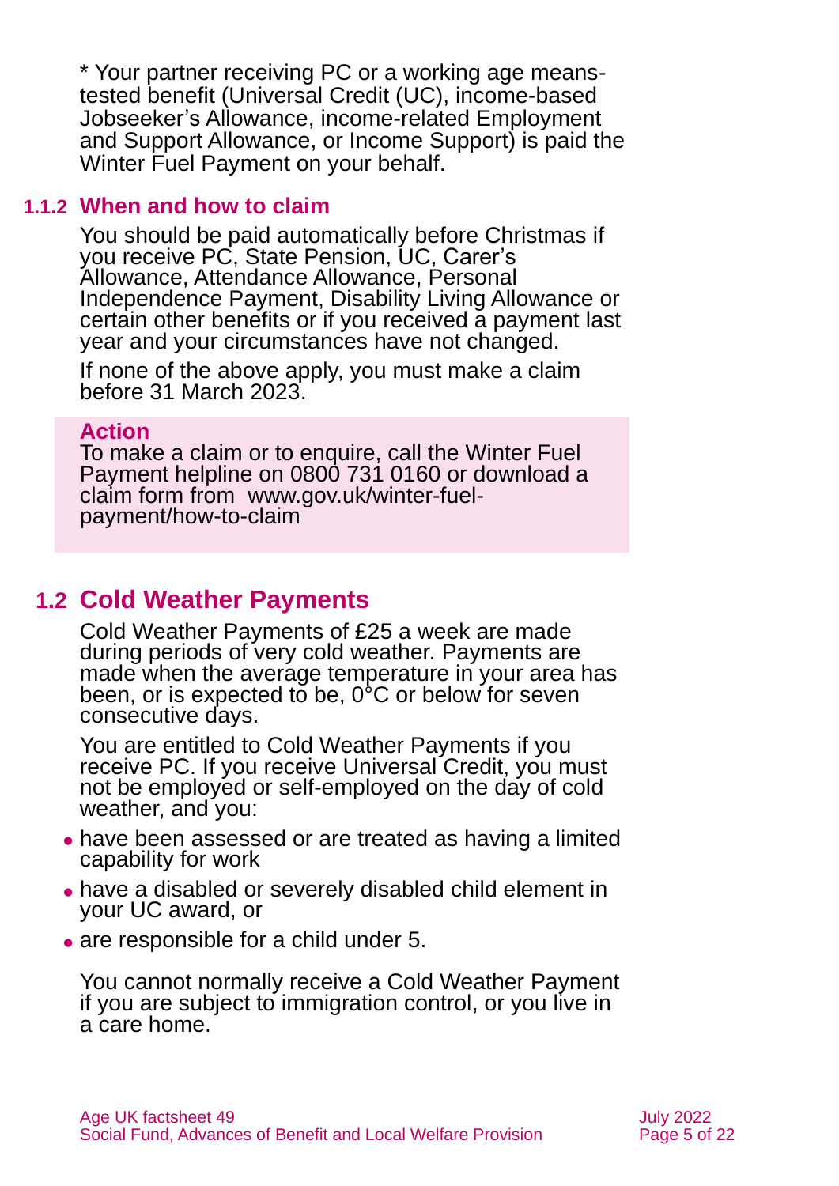\* Your partner receiving PC or a working age means-tested benefit (Universal Credit (UC), income-based Jobseeker's Allowance, income-related Employment and Support Allowance, or Income Support) is paid the Winter Fuel Payment on your behalf.

### 1.1.2 When and how to claim

You should be paid automatically before Christmas if you receive PC, State Pension, UC, Carer's Allowance, Attendance Allowance, Personal Independence Payment, Disability Living Allowance or certain other benefits or if you received a payment last year and your circumstances have not changed.

If none of the above apply, you must make a claim before 31 March 2023.

**Action**
To make a claim or to enquire, call the Winter Fuel Payment helpline on 0800 731 0160 or download a claim form from www.gov.uk/winter-fuel-payment/how-to-claim

## 1.2 Cold Weather Payments

Cold Weather Payments of £25 a week are made during periods of very cold weather. Payments are made when the average temperature in your area has been, or is expected to be, 0°C or below for seven consecutive days.

You are entitled to Cold Weather Payments if you receive PC. If you receive Universal Credit, you must not be employed or self-employed on the day of cold weather, and you:

- have been assessed or are treated as having a limited capability for work
- have a disabled or severely disabled child element in your UC award, or
- are responsible for a child under 5.

You cannot normally receive a Cold Weather Payment if you are subject to immigration control, or you live in a care home.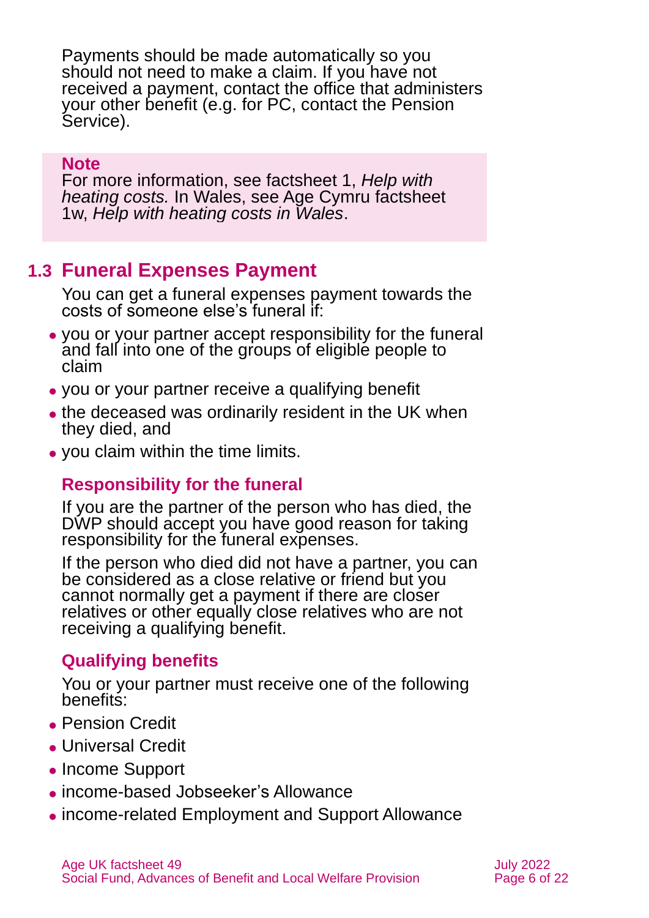Payments should be made automatically so you should not need to make a claim. If you have not received a payment, contact the office that administers your other benefit (e.g. for PC, contact the Pension Service).

> **Note**
> For more information, see factsheet 1, *Help with heating costs.* In Wales, see Age Cymru factsheet 1w, *Help with heating costs in Wales*.

## 1.3 Funeral Expenses Payment

You can get a funeral expenses payment towards the costs of someone else's funeral if:

- you or your partner accept responsibility for the funeral and fall into one of the groups of eligible people to claim
- you or your partner receive a qualifying benefit
- the deceased was ordinarily resident in the UK when they died, and
- you claim within the time limits.

### Responsibility for the funeral

If you are the partner of the person who has died, the DWP should accept you have good reason for taking responsibility for the funeral expenses.

If the person who died did not have a partner, you can be considered as a close relative or friend but you cannot normally get a payment if there are closer relatives or other equally close relatives who are not receiving a qualifying benefit.

### Qualifying benefits

You or your partner must receive one of the following benefits:

- Pension Credit
- Universal Credit
- Income Support
- income-based Jobseeker's Allowance
- income-related Employment and Support Allowance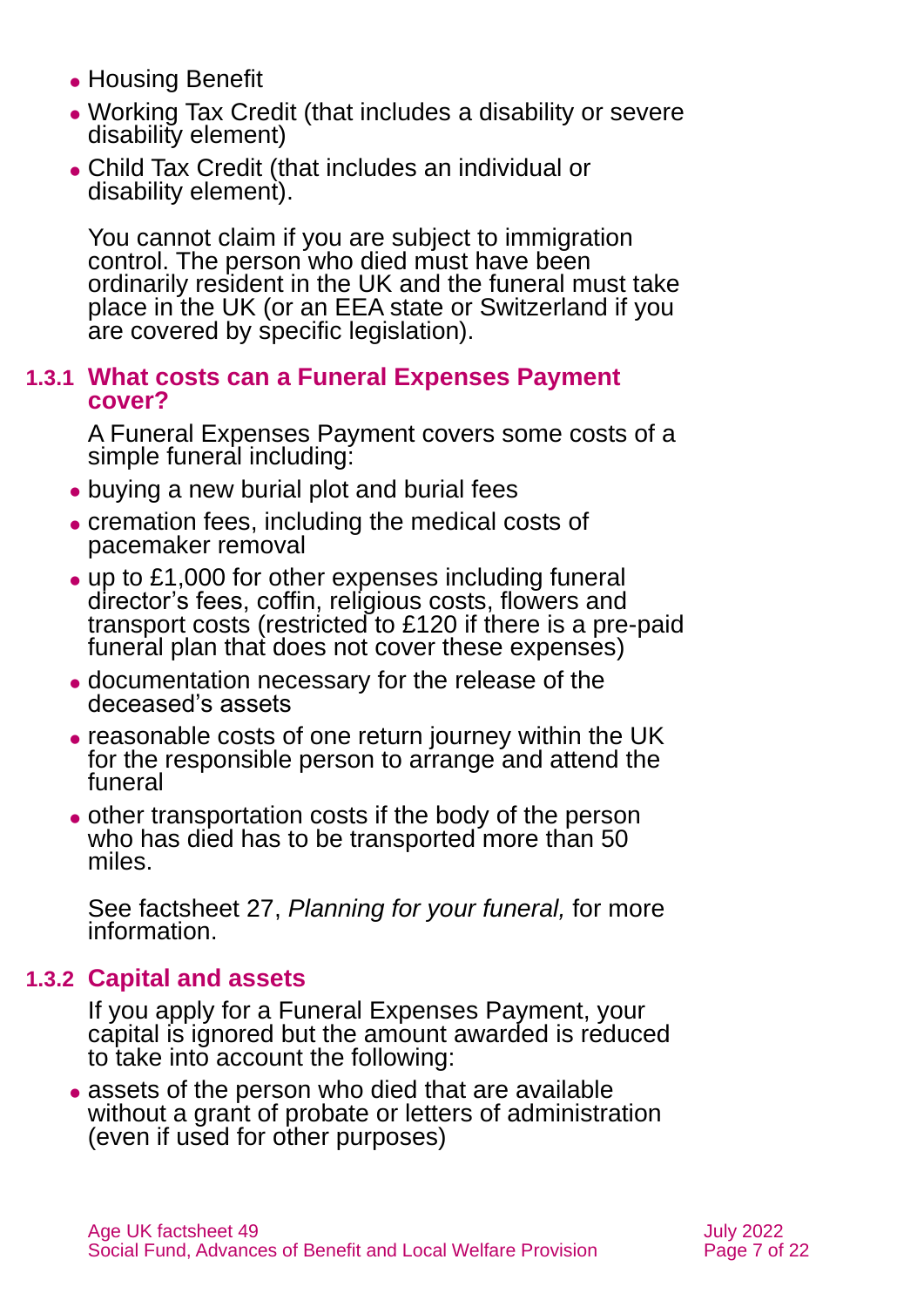- Housing Benefit
- Working Tax Credit (that includes a disability or severe disability element)
- Child Tax Credit (that includes an individual or disability element).

You cannot claim if you are subject to immigration control. The person who died must have been ordinarily resident in the UK and the funeral must take place in the UK (or an EEA state or Switzerland if you are covered by specific legislation).

### 1.3.1 What costs can a Funeral Expenses Payment cover?

A Funeral Expenses Payment covers some costs of a simple funeral including:

- buying a new burial plot and burial fees
- cremation fees, including the medical costs of pacemaker removal
- up to £1,000 for other expenses including funeral director's fees, coffin, religious costs, flowers and transport costs (restricted to £120 if there is a pre-paid funeral plan that does not cover these expenses)
- documentation necessary for the release of the deceased's assets
- reasonable costs of one return journey within the UK for the responsible person to arrange and attend the funeral
- other transportation costs if the body of the person who has died has to be transported more than 50 miles.

See factsheet 27, *Planning for your funeral,* for more information.

### 1.3.2 Capital and assets

If you apply for a Funeral Expenses Payment, your capital is ignored but the amount awarded is reduced to take into account the following:

- assets of the person who died that are available without a grant of probate or letters of administration (even if used for other purposes)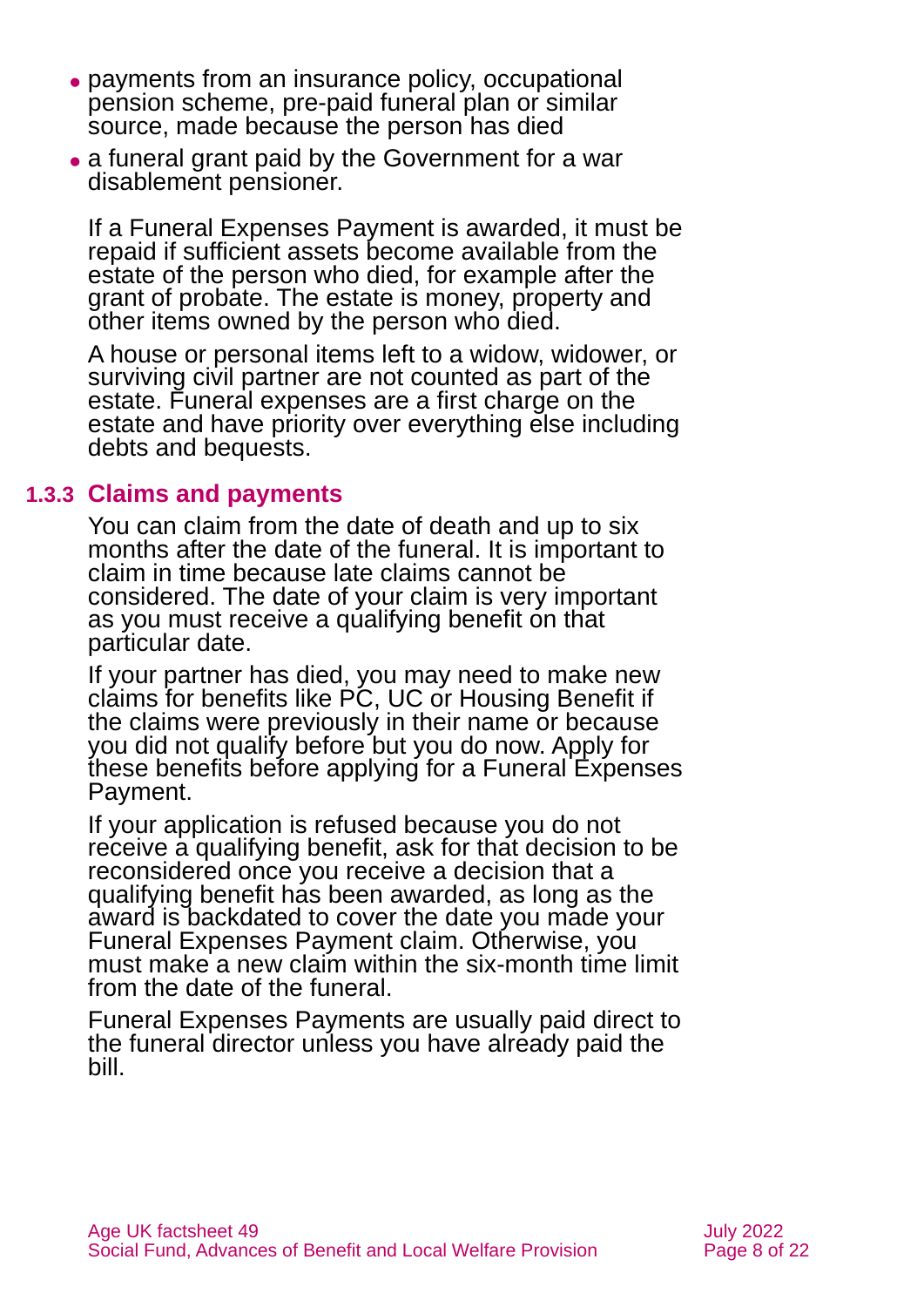- payments from an insurance policy, occupational pension scheme, pre-paid funeral plan or similar source, made because the person has died
- a funeral grant paid by the Government for a war disablement pensioner.

If a Funeral Expenses Payment is awarded, it must be repaid if sufficient assets become available from the estate of the person who died, for example after the grant of probate. The estate is money, property and other items owned by the person who died.

A house or personal items left to a widow, widower, or surviving civil partner are not counted as part of the estate. Funeral expenses are a first charge on the estate and have priority over everything else including debts and bequests.

### 1.3.3 Claims and payments

You can claim from the date of death and up to six months after the date of the funeral. It is important to claim in time because late claims cannot be considered. The date of your claim is very important as you must receive a qualifying benefit on that particular date.

If your partner has died, you may need to make new claims for benefits like PC, UC or Housing Benefit if the claims were previously in their name or because you did not qualify before but you do now. Apply for these benefits before applying for a Funeral Expenses Payment.

If your application is refused because you do not receive a qualifying benefit, ask for that decision to be reconsidered once you receive a decision that a qualifying benefit has been awarded, as long as the award is backdated to cover the date you made your Funeral Expenses Payment claim. Otherwise, you must make a new claim within the six-month time limit from the date of the funeral.

Funeral Expenses Payments are usually paid direct to the funeral director unless you have already paid the bill.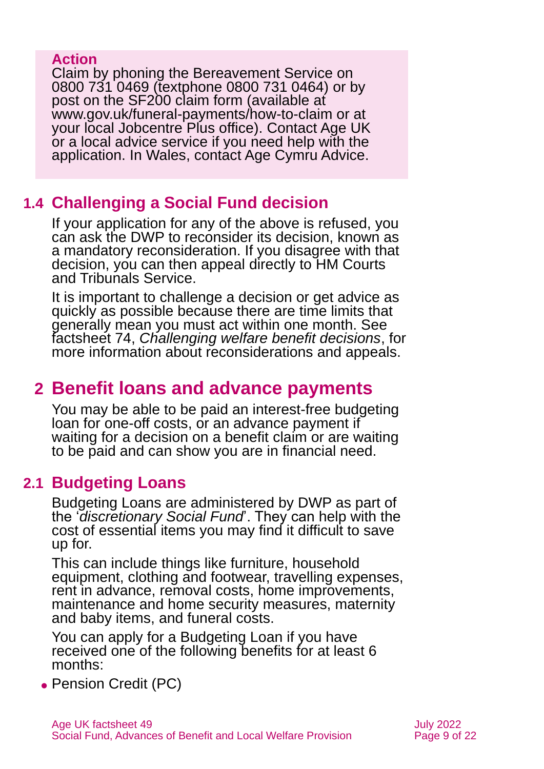**Action**

Claim by phoning the Bereavement Service on 0800 731 0469 (textphone 0800 731 0464) or by post on the SF200 claim form (available at www.gov.uk/funeral-payments/how-to-claim or at your local Jobcentre Plus office). Contact Age UK or a local advice service if you need help with the application. In Wales, contact Age Cymru Advice.

## 1.4 Challenging a Social Fund decision

If your application for any of the above is refused, you can ask the DWP to reconsider its decision, known as a mandatory reconsideration. If you disagree with that decision, you can then appeal directly to HM Courts and Tribunals Service.

It is important to challenge a decision or get advice as quickly as possible because there are time limits that generally mean you must act within one month. See factsheet 74, *Challenging welfare benefit decisions*, for more information about reconsiderations and appeals.

# 2 Benefit loans and advance payments

You may be able to be paid an interest-free budgeting loan for one-off costs, or an advance payment if waiting for a decision on a benefit claim or are waiting to be paid and can show you are in financial need.

## 2.1 Budgeting Loans

Budgeting Loans are administered by DWP as part of the '*discretionary Social Fund*'. They can help with the cost of essential items you may find it difficult to save up for.

This can include things like furniture, household equipment, clothing and footwear, travelling expenses, rent in advance, removal costs, home improvements, maintenance and home security measures, maternity and baby items, and funeral costs.

You can apply for a Budgeting Loan if you have received one of the following benefits for at least 6 months:

- Pension Credit (PC)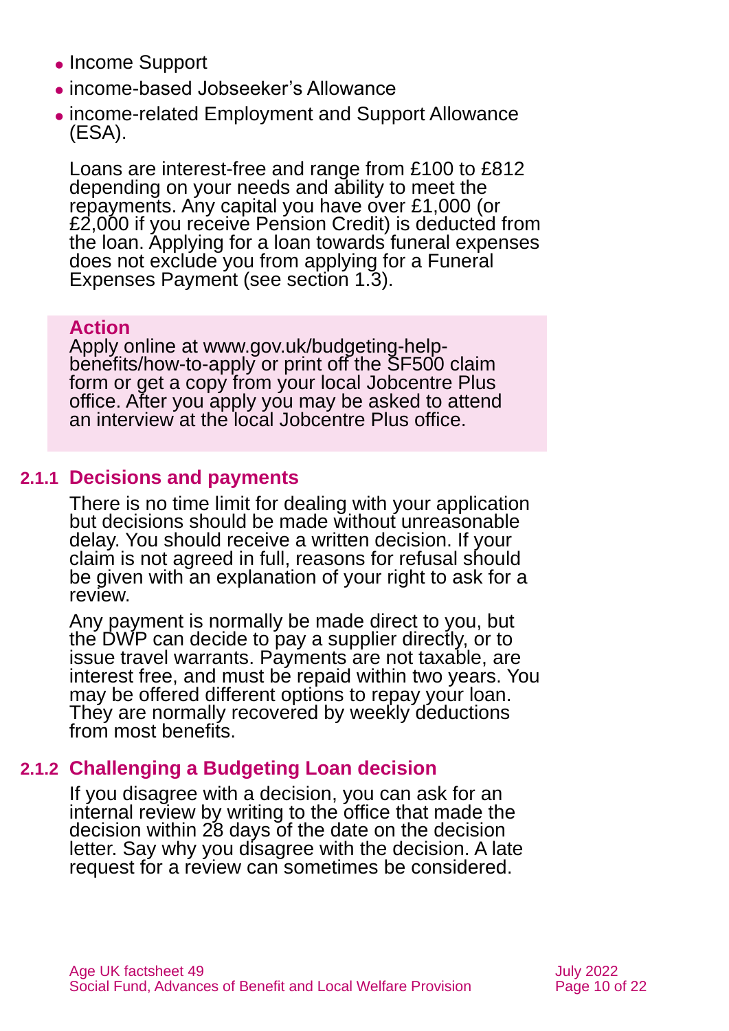- Income Support
- income-based Jobseeker's Allowance
- income-related Employment and Support Allowance (ESA).

Loans are interest-free and range from £100 to £812 depending on your needs and ability to meet the repayments. Any capital you have over £1,000 (or £2,000 if you receive Pension Credit) is deducted from the loan. Applying for a loan towards funeral expenses does not exclude you from applying for a Funeral Expenses Payment (see section 1.3).

> **Action**
> Apply online at www.gov.uk/budgeting-help-benefits/how-to-apply or print off the SF500 claim form or get a copy from your local Jobcentre Plus office. After you apply you may be asked to attend an interview at the local Jobcentre Plus office.

### 2.1.1 Decisions and payments

There is no time limit for dealing with your application but decisions should be made without unreasonable delay. You should receive a written decision. If your claim is not agreed in full, reasons for refusal should be given with an explanation of your right to ask for a review.

Any payment is normally be made direct to you, but the DWP can decide to pay a supplier directly, or to issue travel warrants. Payments are not taxable, are interest free, and must be repaid within two years. You may be offered different options to repay your loan. They are normally recovered by weekly deductions from most benefits.

### 2.1.2 Challenging a Budgeting Loan decision

If you disagree with a decision, you can ask for an internal review by writing to the office that made the decision within 28 days of the date on the decision letter. Say why you disagree with the decision. A late request for a review can sometimes be considered.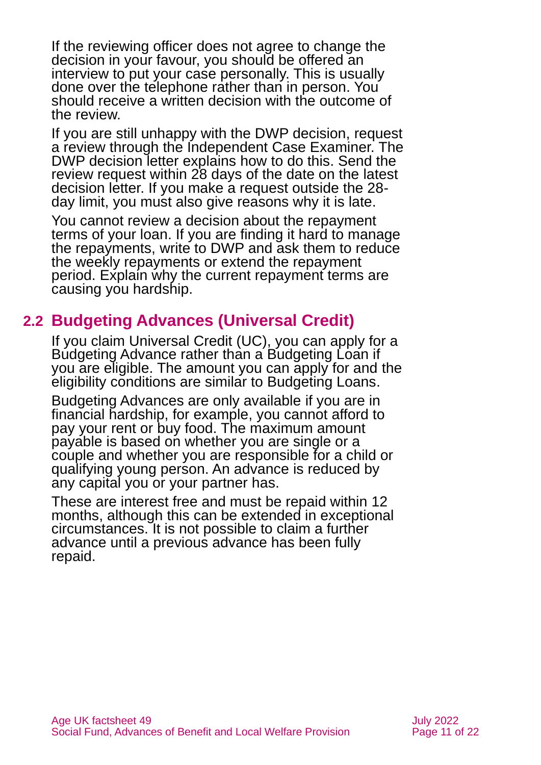If the reviewing officer does not agree to change the decision in your favour, you should be offered an interview to put your case personally. This is usually done over the telephone rather than in person. You should receive a written decision with the outcome of the review.

If you are still unhappy with the DWP decision, request a review through the Independent Case Examiner. The DWP decision letter explains how to do this. Send the review request within 28 days of the date on the latest decision letter. If you make a request outside the 28-day limit, you must also give reasons why it is late.

You cannot review a decision about the repayment terms of your loan. If you are finding it hard to manage the repayments, write to DWP and ask them to reduce the weekly repayments or extend the repayment period. Explain why the current repayment terms are causing you hardship.

## 2.2 Budgeting Advances (Universal Credit)

If you claim Universal Credit (UC), you can apply for a Budgeting Advance rather than a Budgeting Loan if you are eligible. The amount you can apply for and the eligibility conditions are similar to Budgeting Loans.

Budgeting Advances are only available if you are in financial hardship, for example, you cannot afford to pay your rent or buy food. The maximum amount payable is based on whether you are single or a couple and whether you are responsible for a child or qualifying young person. An advance is reduced by any capital you or your partner has.

These are interest free and must be repaid within 12 months, although this can be extended in exceptional circumstances. It is not possible to claim a further advance until a previous advance has been fully repaid.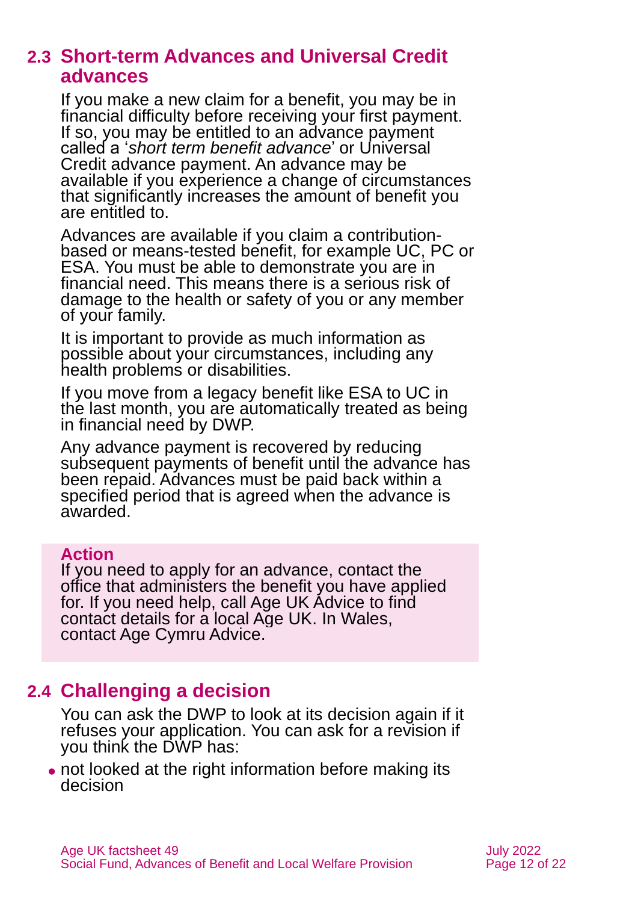## 2.3 Short-term Advances and Universal Credit advances

If you make a new claim for a benefit, you may be in financial difficulty before receiving your first payment. If so, you may be entitled to an advance payment called a '*short term benefit advance*' or Universal Credit advance payment. An advance may be available if you experience a change of circumstances that significantly increases the amount of benefit you are entitled to.

Advances are available if you claim a contribution-based or means-tested benefit, for example UC, PC or ESA. You must be able to demonstrate you are in financial need. This means there is a serious risk of damage to the health or safety of you or any member of your family.

It is important to provide as much information as possible about your circumstances, including any health problems or disabilities.

If you move from a legacy benefit like ESA to UC in the last month, you are automatically treated as being in financial need by DWP.

Any advance payment is recovered by reducing subsequent payments of benefit until the advance has been repaid. Advances must be paid back within a specified period that is agreed when the advance is awarded.

**Action**

If you need to apply for an advance, contact the office that administers the benefit you have applied for. If you need help, call Age UK Advice to find contact details for a local Age UK. In Wales, contact Age Cymru Advice.

## 2.4 Challenging a decision

You can ask the DWP to look at its decision again if it refuses your application. You can ask for a revision if you think the DWP has:

- not looked at the right information before making its decision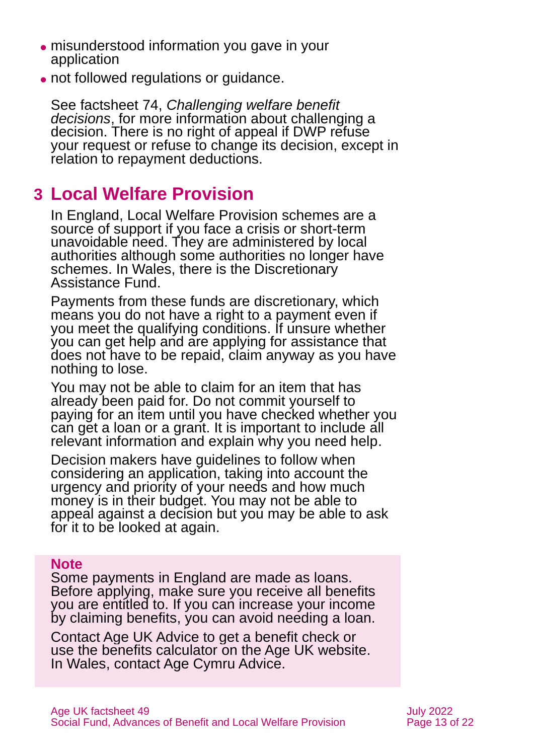- misunderstood information you gave in your application
- not followed regulations or guidance.

See factsheet 74, *Challenging welfare benefit decisions*, for more information about challenging a decision. There is no right of appeal if DWP refuse your request or refuse to change its decision, except in relation to repayment deductions.

## 3 Local Welfare Provision

In England, Local Welfare Provision schemes are a source of support if you face a crisis or short-term unavoidable need. They are administered by local authorities although some authorities no longer have schemes. In Wales, there is the Discretionary Assistance Fund.

Payments from these funds are discretionary, which means you do not have a right to a payment even if you meet the qualifying conditions. If unsure whether you can get help and are applying for assistance that does not have to be repaid, claim anyway as you have nothing to lose.

You may not be able to claim for an item that has already been paid for. Do not commit yourself to paying for an item until you have checked whether you can get a loan or a grant. It is important to include all relevant information and explain why you need help.

Decision makers have guidelines to follow when considering an application, taking into account the urgency and priority of your needs and how much money is in their budget. You may not be able to appeal against a decision but you may be able to ask for it to be looked at again.

**Note**

Some payments in England are made as loans. Before applying, make sure you receive all benefits you are entitled to. If you can increase your income by claiming benefits, you can avoid needing a loan.

Contact Age UK Advice to get a benefit check or use the benefits calculator on the Age UK website. In Wales, contact Age Cymru Advice.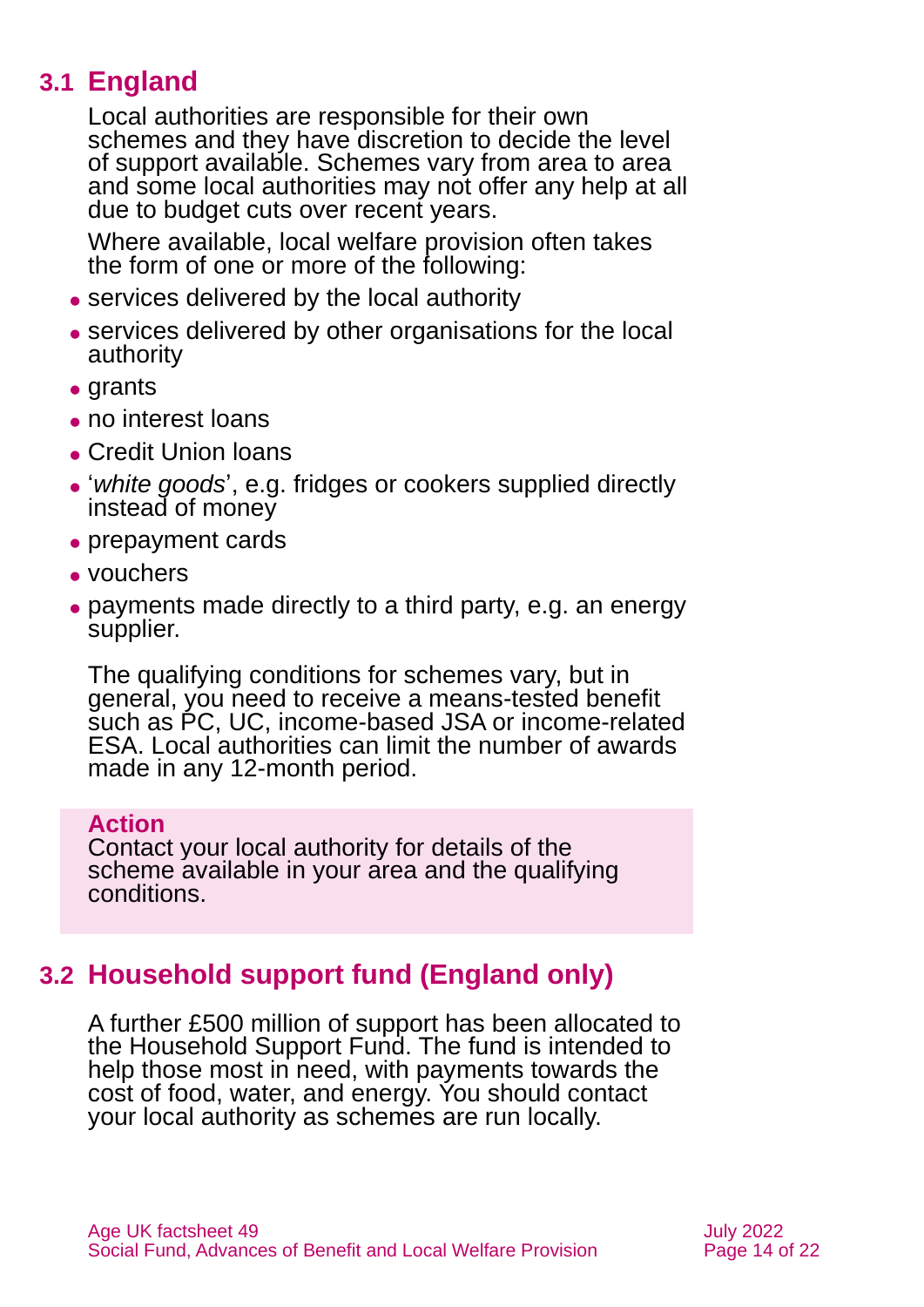## 3.1 England

Local authorities are responsible for their own schemes and they have discretion to decide the level of support available. Schemes vary from area to area and some local authorities may not offer any help at all due to budget cuts over recent years.

Where available, local welfare provision often takes the form of one or more of the following:

- services delivered by the local authority
- services delivered by other organisations for the local authority
- grants
- no interest loans
- Credit Union loans
- '*white goods*', e.g. fridges or cookers supplied directly instead of money
- prepayment cards
- vouchers
- payments made directly to a third party, e.g. an energy supplier.

The qualifying conditions for schemes vary, but in general, you need to receive a means-tested benefit such as PC, UC, income-based JSA or income-related ESA. Local authorities can limit the number of awards made in any 12-month period.

**Action**
Contact your local authority for details of the scheme available in your area and the qualifying conditions.

## 3.2 Household support fund (England only)

A further £500 million of support has been allocated to the Household Support Fund. The fund is intended to help those most in need, with payments towards the cost of food, water, and energy. You should contact your local authority as schemes are run locally.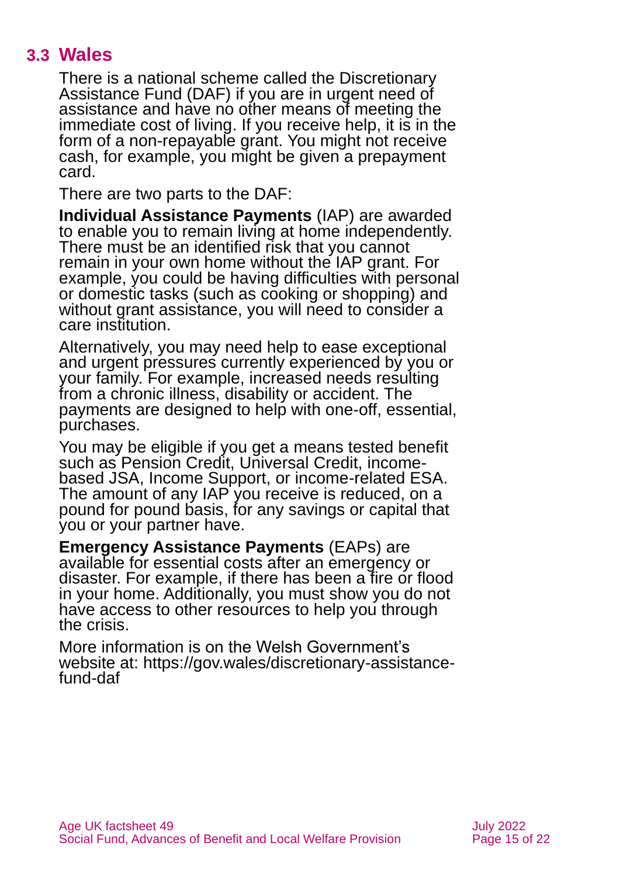## 3.3 Wales

There is a national scheme called the Discretionary Assistance Fund (DAF) if you are in urgent need of assistance and have no other means of meeting the immediate cost of living. If you receive help, it is in the form of a non-repayable grant. You might not receive cash, for example, you might be given a prepayment card.

There are two parts to the DAF:

**Individual Assistance Payments** (IAP) are awarded to enable you to remain living at home independently. There must be an identified risk that you cannot remain in your own home without the IAP grant. For example, you could be having difficulties with personal or domestic tasks (such as cooking or shopping) and without grant assistance, you will need to consider a care institution.

Alternatively, you may need help to ease exceptional and urgent pressures currently experienced by you or your family. For example, increased needs resulting from a chronic illness, disability or accident. The payments are designed to help with one-off, essential, purchases.

You may be eligible if you get a means tested benefit such as Pension Credit, Universal Credit, income-based JSA, Income Support, or income-related ESA. The amount of any IAP you receive is reduced, on a pound for pound basis, for any savings or capital that you or your partner have.

**Emergency Assistance Payments** (EAPs) are available for essential costs after an emergency or disaster. For example, if there has been a fire or flood in your home. Additionally, you must show you do not have access to other resources to help you through the crisis.

More information is on the Welsh Government's website at: https://gov.wales/discretionary-assistance-fund-daf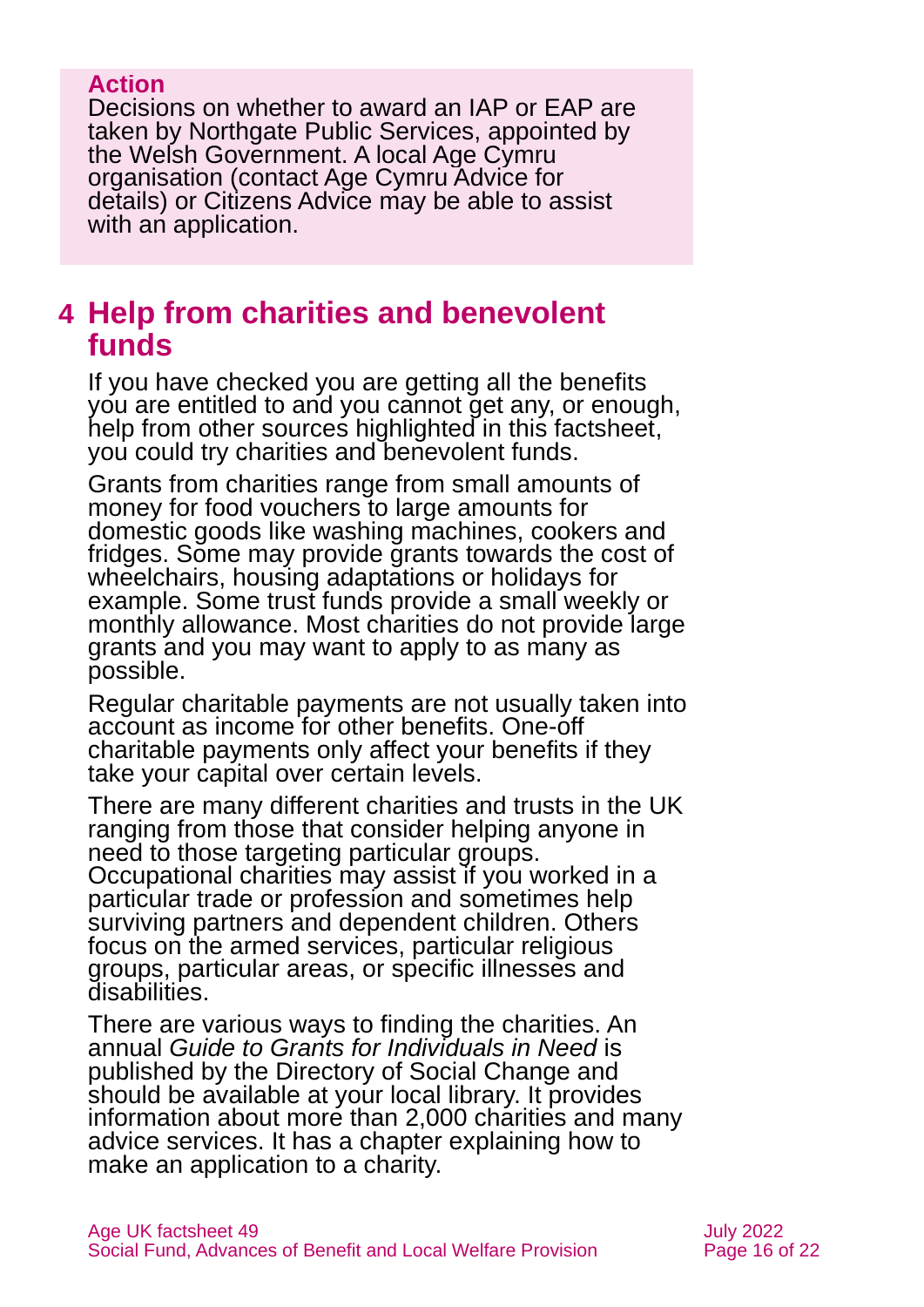**Action**

Decisions on whether to award an IAP or EAP are taken by Northgate Public Services, appointed by the Welsh Government. A local Age Cymru organisation (contact Age Cymru Advice for details) or Citizens Advice may be able to assist with an application.

# 4 Help from charities and benevolent funds

If you have checked you are getting all the benefits you are entitled to and you cannot get any, or enough, help from other sources highlighted in this factsheet, you could try charities and benevolent funds.

Grants from charities range from small amounts of money for food vouchers to large amounts for domestic goods like washing machines, cookers and fridges. Some may provide grants towards the cost of wheelchairs, housing adaptations or holidays for example. Some trust funds provide a small weekly or monthly allowance. Most charities do not provide large grants and you may want to apply to as many as possible.

Regular charitable payments are not usually taken into account as income for other benefits. One-off charitable payments only affect your benefits if they take your capital over certain levels.

There are many different charities and trusts in the UK ranging from those that consider helping anyone in need to those targeting particular groups. Occupational charities may assist if you worked in a particular trade or profession and sometimes help surviving partners and dependent children. Others focus on the armed services, particular religious groups, particular areas, or specific illnesses and disabilities.

There are various ways to finding the charities. An annual *Guide to Grants for Individuals in Need* is published by the Directory of Social Change and should be available at your local library. It provides information about more than 2,000 charities and many advice services. It has a chapter explaining how to make an application to a charity.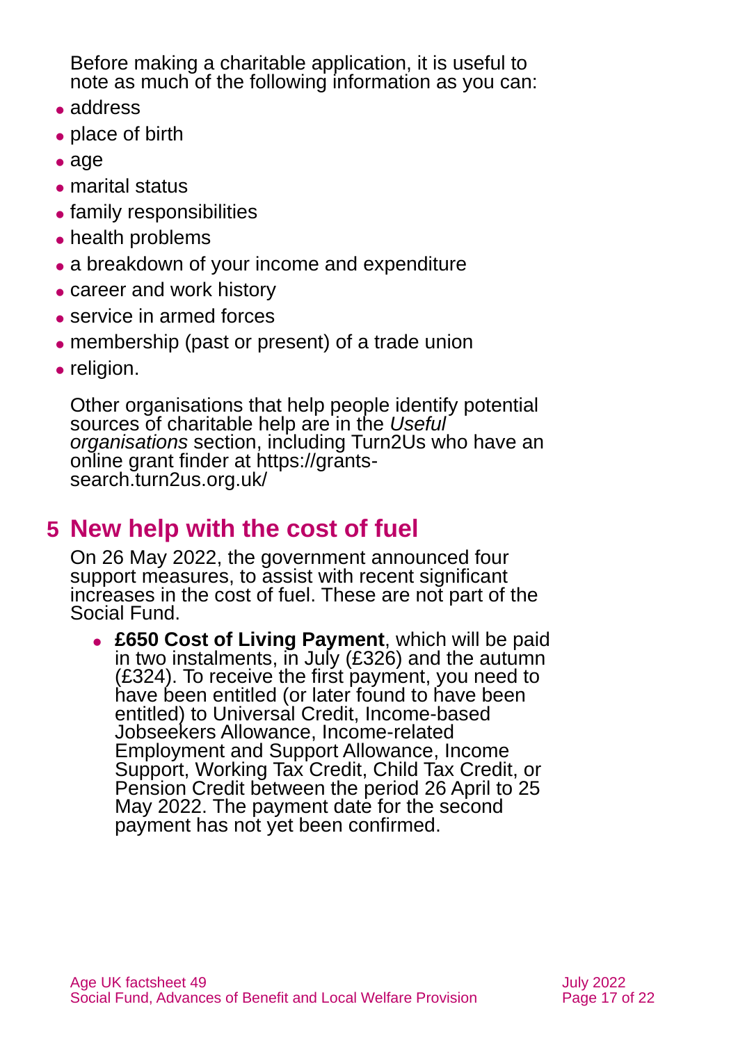Before making a charitable application, it is useful to note as much of the following information as you can:

- address
- place of birth
- age
- marital status
- family responsibilities
- health problems
- a breakdown of your income and expenditure
- career and work history
- service in armed forces
- membership (past or present) of a trade union
- religion.

Other organisations that help people identify potential sources of charitable help are in the *Useful organisations* section, including Turn2Us who have an online grant finder at https://grants-search.turn2us.org.uk/

## 5 New help with the cost of fuel

On 26 May 2022, the government announced four support measures, to assist with recent significant increases in the cost of fuel. These are not part of the Social Fund.

- **£650 Cost of Living Payment**, which will be paid in two instalments, in July (£326) and the autumn (£324). To receive the first payment, you need to have been entitled (or later found to have been entitled) to Universal Credit, Income-based Jobseekers Allowance, Income-related Employment and Support Allowance, Income Support, Working Tax Credit, Child Tax Credit, or Pension Credit between the period 26 April to 25 May 2022. The payment date for the second payment has not yet been confirmed.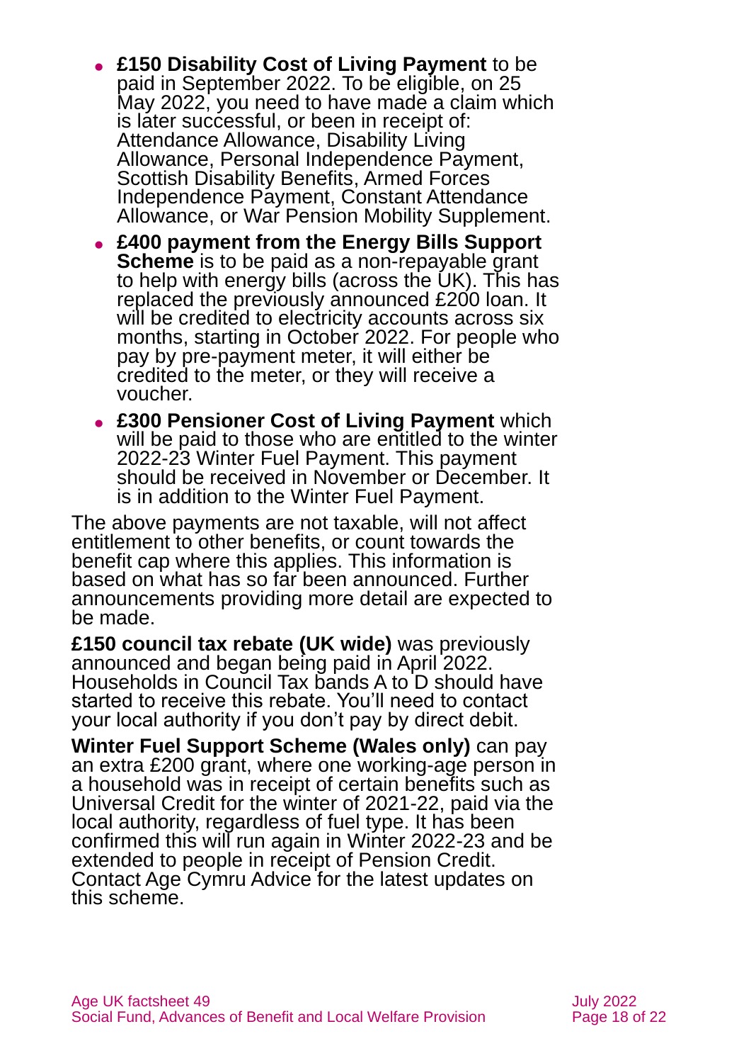- **£150 Disability Cost of Living Payment** to be paid in September 2022. To be eligible, on 25 May 2022, you need to have made a claim which is later successful, or been in receipt of: Attendance Allowance, Disability Living Allowance, Personal Independence Payment, Scottish Disability Benefits, Armed Forces Independence Payment, Constant Attendance Allowance, or War Pension Mobility Supplement.
- **£400 payment from the Energy Bills Support Scheme** is to be paid as a non-repayable grant to help with energy bills (across the UK). This has replaced the previously announced £200 loan. It will be credited to electricity accounts across six months, starting in October 2022. For people who pay by pre-payment meter, it will either be credited to the meter, or they will receive a voucher.
- **£300 Pensioner Cost of Living Payment** which will be paid to those who are entitled to the winter 2022-23 Winter Fuel Payment. This payment should be received in November or December. It is in addition to the Winter Fuel Payment.

The above payments are not taxable, will not affect entitlement to other benefits, or count towards the benefit cap where this applies. This information is based on what has so far been announced. Further announcements providing more detail are expected to be made.

**£150 council tax rebate (UK wide)** was previously announced and began being paid in April 2022. Households in Council Tax bands A to D should have started to receive this rebate. You'll need to contact your local authority if you don't pay by direct debit.

**Winter Fuel Support Scheme (Wales only)** can pay an extra £200 grant, where one working-age person in a household was in receipt of certain benefits such as Universal Credit for the winter of 2021-22, paid via the local authority, regardless of fuel type. It has been confirmed this will run again in Winter 2022-23 and be extended to people in receipt of Pension Credit. Contact Age Cymru Advice for the latest updates on this scheme.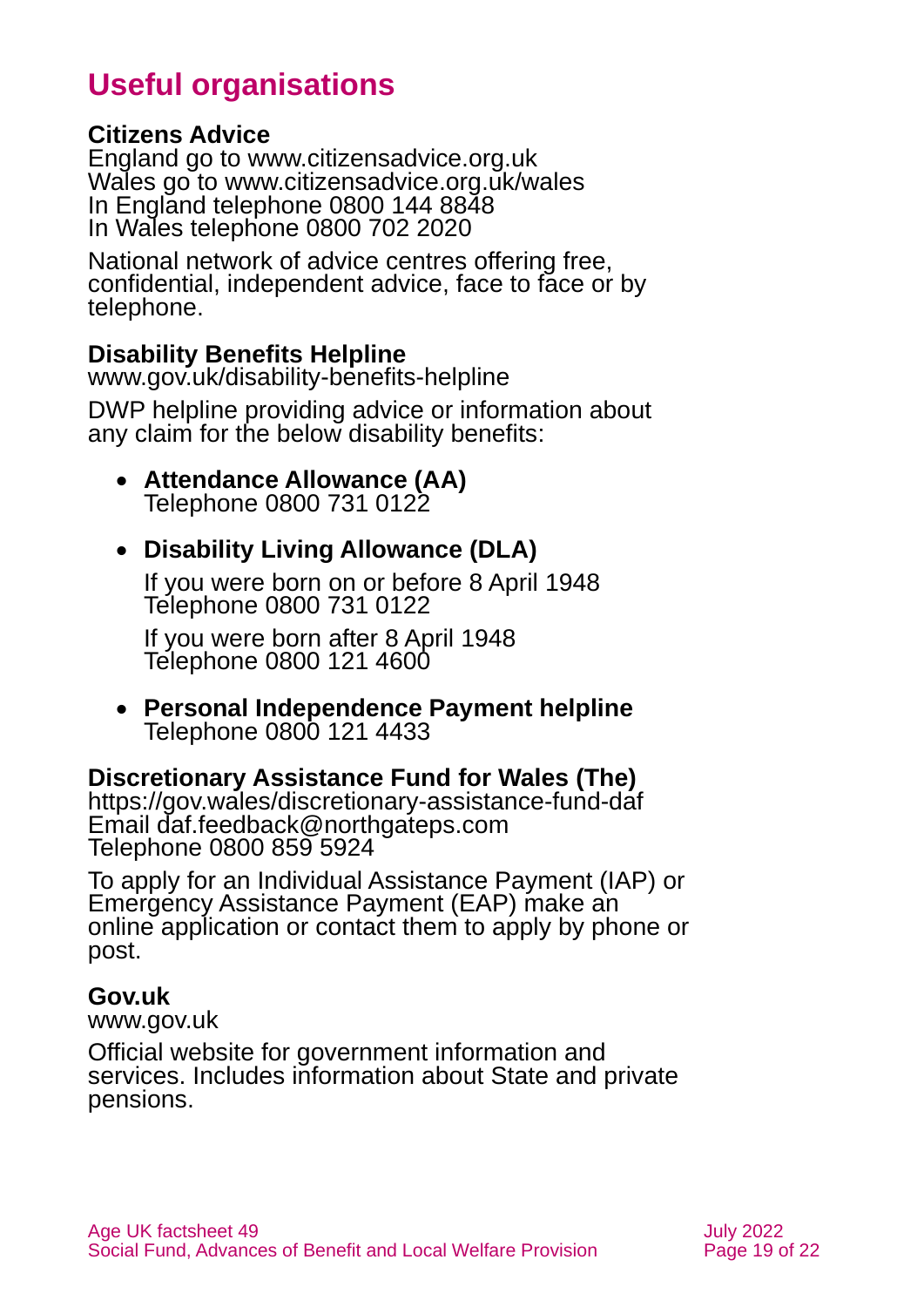## Useful organisations

**Citizens Advice**
England go to www.citizensadvice.org.uk
Wales go to www.citizensadvice.org.uk/wales
In England telephone 0800 144 8848
In Wales telephone 0800 702 2020

National network of advice centres offering free, confidential, independent advice, face to face or by telephone.

**Disability Benefits Helpline**
www.gov.uk/disability-benefits-helpline

DWP helpline providing advice or information about any claim for the below disability benefits:

- **Attendance Allowance (AA)**
  Telephone 0800 731 0122

- **Disability Living Allowance (DLA)**

  If you were born on or before 8 April 1948
  Telephone 0800 731 0122

  If you were born after 8 April 1948
  Telephone 0800 121 4600

- **Personal Independence Payment helpline**
  Telephone 0800 121 4433

**Discretionary Assistance Fund for Wales (The)**
https://gov.wales/discretionary-assistance-fund-daf
Email daf.feedback@northgateps.com
Telephone 0800 859 5924

To apply for an Individual Assistance Payment (IAP) or Emergency Assistance Payment (EAP) make an online application or contact them to apply by phone or post.

**Gov.uk**
www.gov.uk

Official website for government information and services. Includes information about State and private pensions.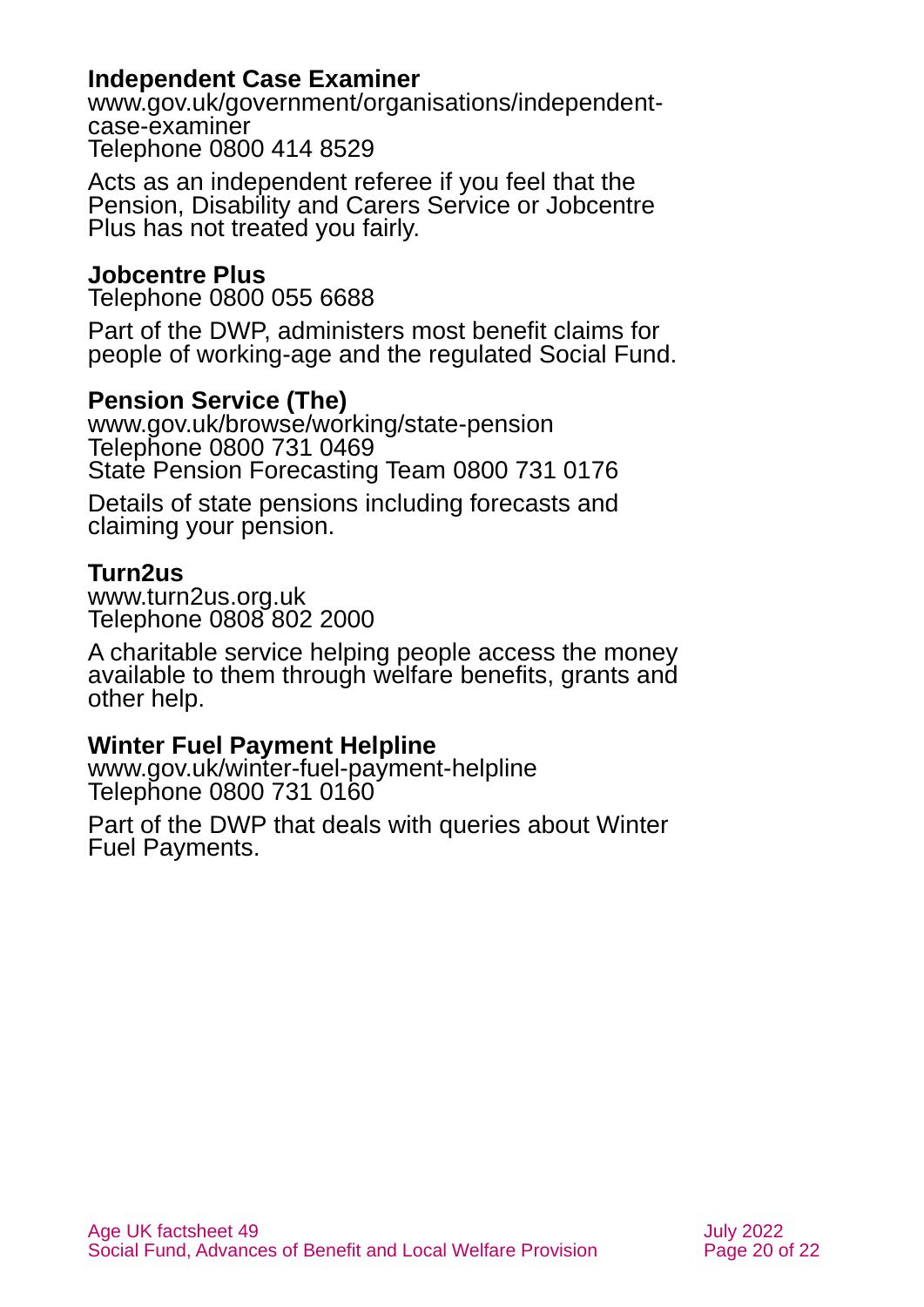**Independent Case Examiner**
www.gov.uk/government/organisations/independent-case-examiner
Telephone 0800 414 8529

Acts as an independent referee if you feel that the Pension, Disability and Carers Service or Jobcentre Plus has not treated you fairly.

**Jobcentre Plus**
Telephone 0800 055 6688

Part of the DWP, administers most benefit claims for people of working-age and the regulated Social Fund.

**Pension Service (The)**
www.gov.uk/browse/working/state-pension
Telephone 0800 731 0469
State Pension Forecasting Team 0800 731 0176

Details of state pensions including forecasts and claiming your pension.

**Turn2us**
www.turn2us.org.uk
Telephone 0808 802 2000

A charitable service helping people access the money available to them through welfare benefits, grants and other help.

**Winter Fuel Payment Helpline**
www.gov.uk/winter-fuel-payment-helpline
Telephone 0800 731 0160

Part of the DWP that deals with queries about Winter Fuel Payments.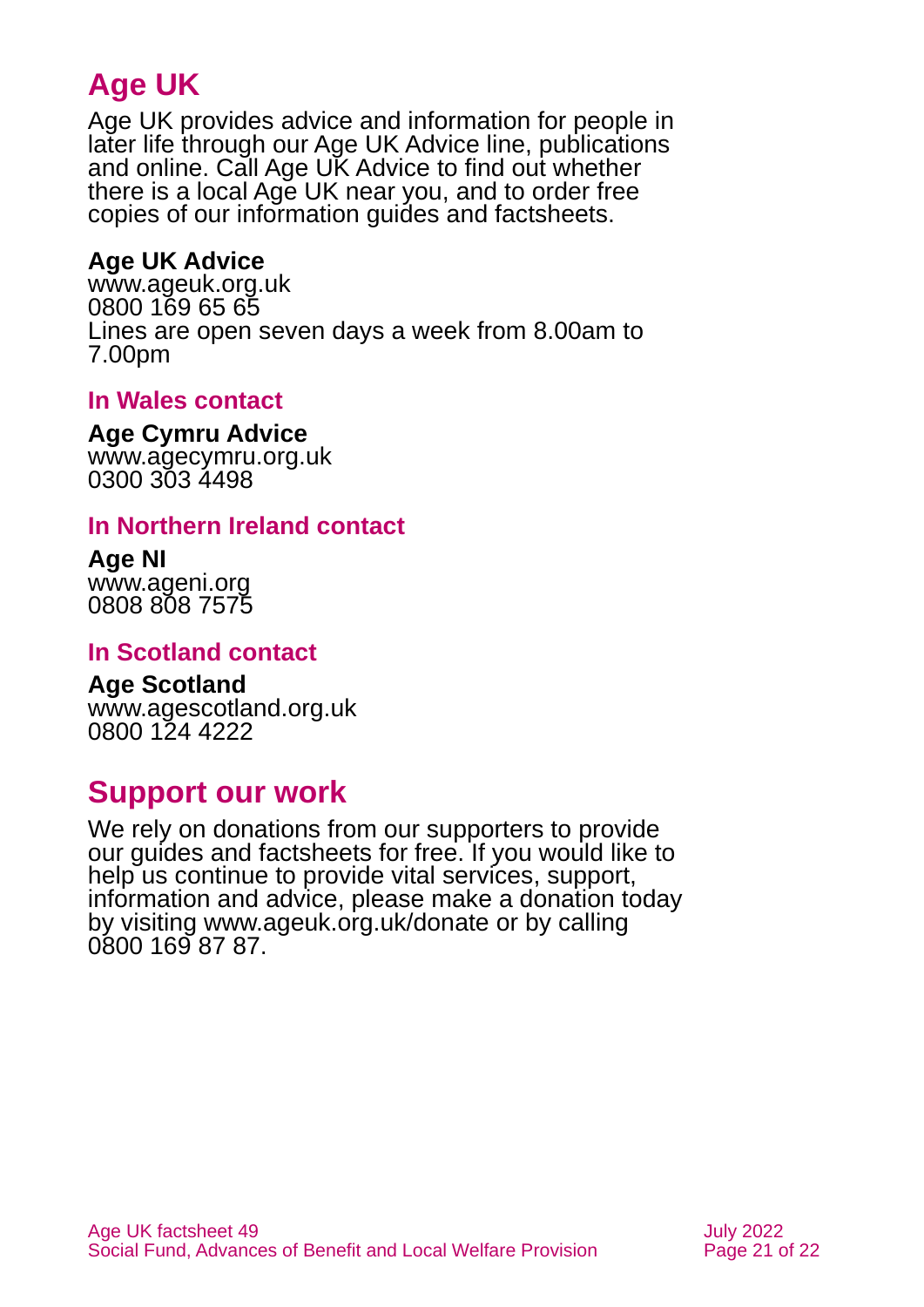# Age UK

Age UK provides advice and information for people in later life through our Age UK Advice line, publications and online. Call Age UK Advice to find out whether there is a local Age UK near you, and to order free copies of our information guides and factsheets.

**Age UK Advice**
www.ageuk.org.uk
0800 169 65 65
Lines are open seven days a week from 8.00am to 7.00pm

### In Wales contact

**Age Cymru Advice**
www.agecymru.org.uk
0300 303 4498

### In Northern Ireland contact

**Age NI**
www.ageni.org
0808 808 7575

### In Scotland contact

**Age Scotland**
www.agescotland.org.uk
0800 124 4222

# Support our work

We rely on donations from our supporters to provide our guides and factsheets for free. If you would like to help us continue to provide vital services, support, information and advice, please make a donation today by visiting www.ageuk.org.uk/donate or by calling 0800 169 87 87.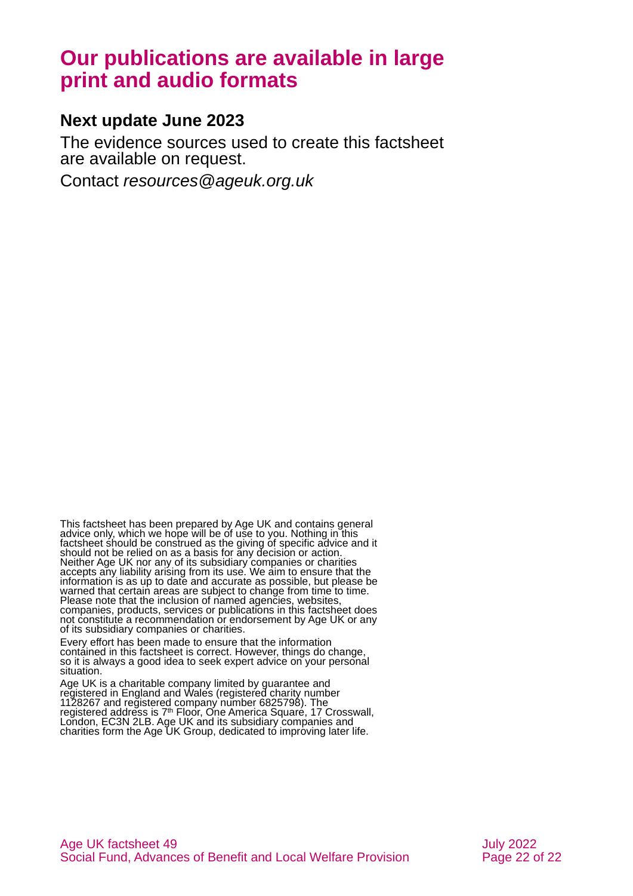# Our publications are available in large print and audio formats

## Next update June 2023

The evidence sources used to create this factsheet are available on request.

Contact *resources@ageuk.org.uk*

This factsheet has been prepared by Age UK and contains general advice only, which we hope will be of use to you. Nothing in this factsheet should be construed as the giving of specific advice and it should not be relied on as a basis for any decision or action. Neither Age UK nor any of its subsidiary companies or charities accepts any liability arising from its use. We aim to ensure that the information is as up to date and accurate as possible, but please be warned that certain areas are subject to change from time to time. Please note that the inclusion of named agencies, websites, companies, products, services or publications in this factsheet does not constitute a recommendation or endorsement by Age UK or any of its subsidiary companies or charities.

Every effort has been made to ensure that the information contained in this factsheet is correct. However, things do change, so it is always a good idea to seek expert advice on your personal situation.

Age UK is a charitable company limited by guarantee and registered in England and Wales (registered charity number 1128267 and registered company number 6825798). The registered address is 7th Floor, One America Square, 17 Crosswall, London, EC3N 2LB. Age UK and its subsidiary companies and charities form the Age UK Group, dedicated to improving later life.